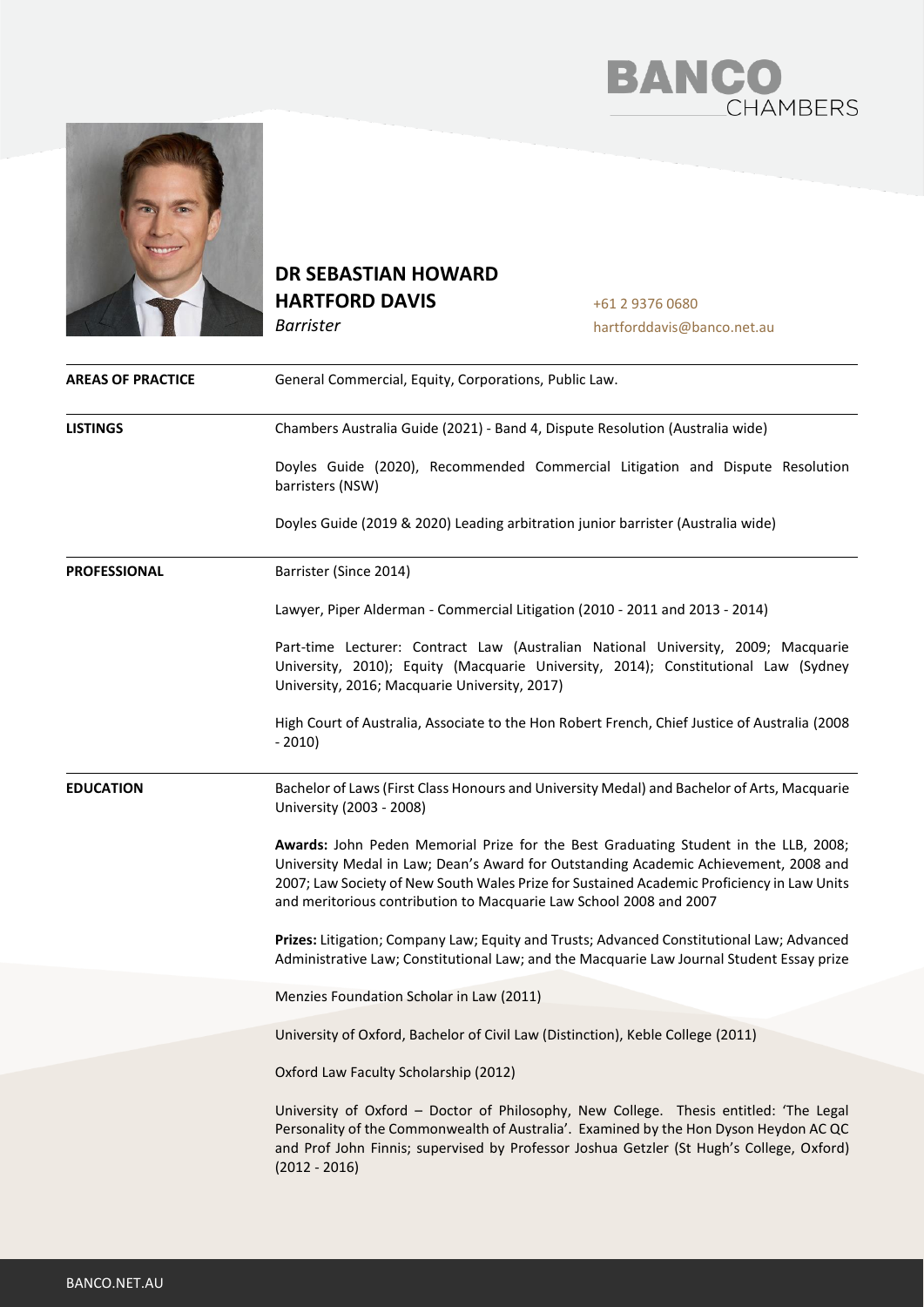BANCO CHAMBERS

# DR SEBASTIAN HOWARD HARTFORD DAVIS

*Barrister*

+61 2 9376 0680
hartforddavis@banco.net.au

**AREAS OF PRACTICE**

General Commercial, Equity, Corporations, Public Law.

**LISTINGS**

Chambers Australia Guide (2021) - Band 4, Dispute Resolution (Australia wide)

Doyles Guide (2020), Recommended Commercial Litigation and Dispute Resolution barristers (NSW)

Doyles Guide (2019 & 2020) Leading arbitration junior barrister (Australia wide)

**PROFESSIONAL**

Barrister (Since 2014)

Lawyer, Piper Alderman - Commercial Litigation (2010 - 2011 and 2013 - 2014)

Part-time Lecturer: Contract Law (Australian National University, 2009; Macquarie University, 2010); Equity (Macquarie University, 2014); Constitutional Law (Sydney University, 2016; Macquarie University, 2017)

High Court of Australia, Associate to the Hon Robert French, Chief Justice of Australia (2008 - 2010)

**EDUCATION**

Bachelor of Laws (First Class Honours and University Medal) and Bachelor of Arts, Macquarie University (2003 - 2008)

**Awards:** John Peden Memorial Prize for the Best Graduating Student in the LLB, 2008; University Medal in Law; Dean's Award for Outstanding Academic Achievement, 2008 and 2007; Law Society of New South Wales Prize for Sustained Academic Proficiency in Law Units and meritorious contribution to Macquarie Law School 2008 and 2007

**Prizes:** Litigation; Company Law; Equity and Trusts; Advanced Constitutional Law; Advanced Administrative Law; Constitutional Law; and the Macquarie Law Journal Student Essay prize

Menzies Foundation Scholar in Law (2011)

University of Oxford, Bachelor of Civil Law (Distinction), Keble College (2011)

Oxford Law Faculty Scholarship (2012)

University of Oxford – Doctor of Philosophy, New College. Thesis entitled: 'The Legal Personality of the Commonwealth of Australia'. Examined by the Hon Dyson Heydon AC QC and Prof John Finnis; supervised by Professor Joshua Getzler (St Hugh's College, Oxford) (2012 - 2016)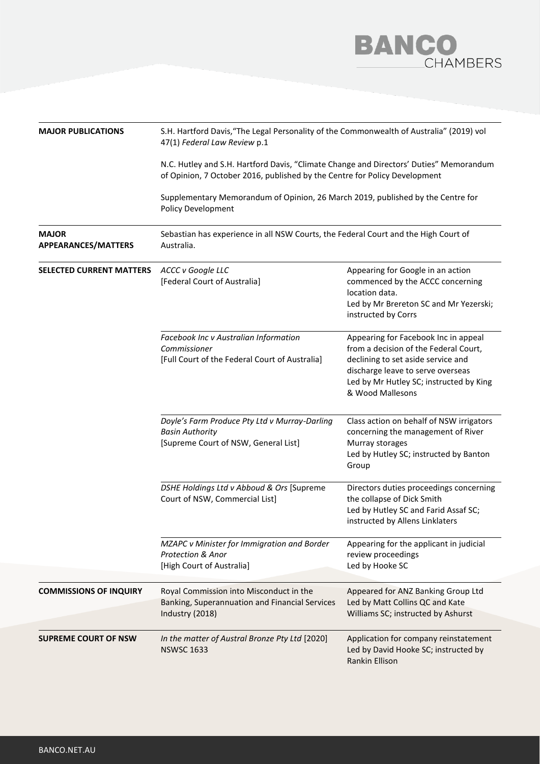| | | |
|---|---|---|
| **MAJOR PUBLICATIONS** | S.H. Hartford Davis,"The Legal Personality of the Commonwealth of Australia" (2019) vol 47(1) *Federal Law Review* p.1<br><br>N.C. Hutley and S.H. Hartford Davis, "Climate Change and Directors' Duties" Memorandum of Opinion, 7 October 2016, published by the Centre for Policy Development<br><br>Supplementary Memorandum of Opinion, 26 March 2019, published by the Centre for Policy Development | |
| **MAJOR APPEARANCES/MATTERS** | Sebastian has experience in all NSW Courts, the Federal Court and the High Court of Australia. | |
| **SELECTED CURRENT MATTERS** | *ACCC v Google LLC*<br>[Federal Court of Australia] | Appearing for Google in an action commenced by the ACCC concerning location data.<br>Led by Mr Brereton SC and Mr Yezerski; instructed by Corrs |
| | *Facebook Inc v Australian Information Commissioner*<br>[Full Court of the Federal Court of Australia] | Appearing for Facebook Inc in appeal from a decision of the Federal Court, declining to set aside service and discharge leave to serve overseas<br>Led by Mr Hutley SC; instructed by King & Wood Mallesons |
| | *Doyle's Farm Produce Pty Ltd v Murray-Darling Basin Authority*<br>[Supreme Court of NSW, General List] | Class action on behalf of NSW irrigators concerning the management of River Murray storages<br>Led by Hutley SC; instructed by Banton Group |
| | *DSHE Holdings Ltd v Abboud & Ors* [Supreme Court of NSW, Commercial List] | Directors duties proceedings concerning the collapse of Dick Smith<br>Led by Hutley SC and Farid Assaf SC; instructed by Allens Linklaters |
| | *MZAPC v Minister for Immigration and Border Protection & Anor*<br>[High Court of Australia] | Appearing for the applicant in judicial review proceedings<br>Led by Hooke SC |
| **COMMISSIONS OF INQUIRY** | Royal Commission into Misconduct in the Banking, Superannuation and Financial Services Industry (2018) | Appeared for ANZ Banking Group Ltd<br>Led by Matt Collins QC and Kate Williams SC; instructed by Ashurst |
| **SUPREME COURT OF NSW** | *In the matter of Austral Bronze Pty Ltd* [2020] NSWSC 1633 | Application for company reinstatement<br>Led by David Hooke SC; instructed by Rankin Ellison |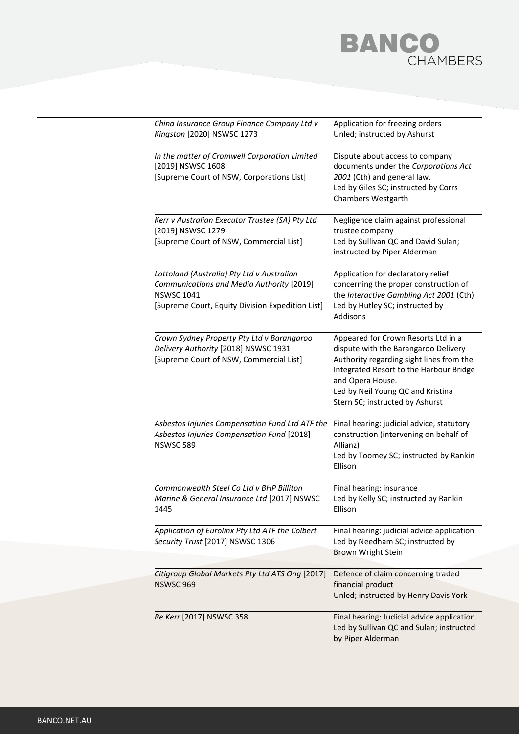| | |
|---|---|
| *China Insurance Group Finance Company Ltd v Kingston* [2020] NSWSC 1273 | Application for freezing orders<br>Unled; instructed by Ashurst |
| *In the matter of Cromwell Corporation Limited* [2019] NSWSC 1608<br>[Supreme Court of NSW, Corporations List] | Dispute about access to company documents under the *Corporations Act 2001* (Cth) and general law.<br>Led by Giles SC; instructed by Corrs Chambers Westgarth |
| *Kerr v Australian Executor Trustee (SA) Pty Ltd* [2019] NSWSC 1279<br>[Supreme Court of NSW, Commercial List] | Negligence claim against professional trustee company<br>Led by Sullivan QC and David Sulan; instructed by Piper Alderman |
| *Lottoland (Australia) Pty Ltd v Australian Communications and Media Authority* [2019] NSWSC 1041<br>[Supreme Court, Equity Division Expedition List] | Application for declaratory relief concerning the proper construction of the *Interactive Gambling Act 2001* (Cth)<br>Led by Hutley SC; instructed by Addisons |
| *Crown Sydney Property Pty Ltd v Barangaroo Delivery Authority* [2018] NSWSC 1931<br>[Supreme Court of NSW, Commercial List] | Appeared for Crown Resorts Ltd in a dispute with the Barangaroo Delivery Authority regarding sight lines from the Integrated Resort to the Harbour Bridge and Opera House.<br>Led by Neil Young QC and Kristina Stern SC; instructed by Ashurst |
| *Asbestos Injuries Compensation Fund Ltd ATF the Asbestos Injuries Compensation Fund* [2018] NSWSC 589 | Final hearing: judicial advice, statutory construction (intervening on behalf of Allianz)<br>Led by Toomey SC; instructed by Rankin Ellison |
| *Commonwealth Steel Co Ltd v BHP Billiton Marine & General Insurance Ltd* [2017] NSWSC 1445 | Final hearing: insurance<br>Led by Kelly SC; instructed by Rankin Ellison |
| *Application of Eurolinx Pty Ltd ATF the Colbert Security Trust* [2017] NSWSC 1306 | Final hearing: judicial advice application<br>Led by Needham SC; instructed by Brown Wright Stein |
| *Citigroup Global Markets Pty Ltd ATS Ong* [2017] NSWSC 969 | Defence of claim concerning traded financial product<br>Unled; instructed by Henry Davis York |
| *Re Kerr* [2017] NSWSC 358 | Final hearing: Judicial advice application<br>Led by Sullivan QC and Sulan; instructed by Piper Alderman |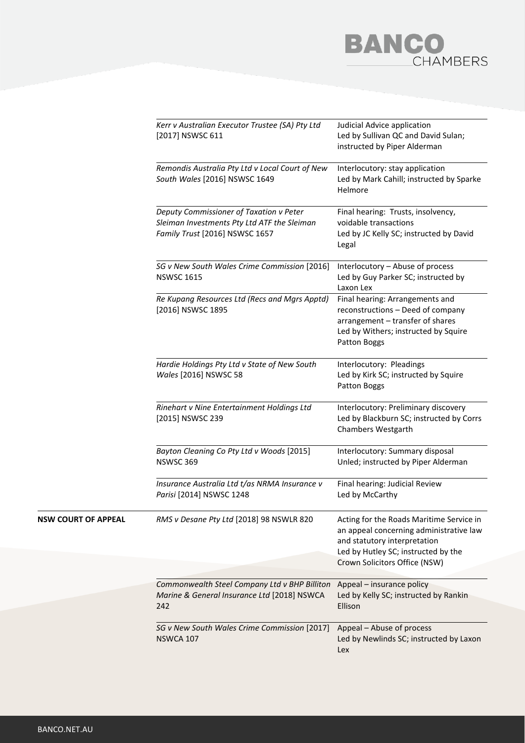| | | |
|---|---|---|
| | *Kerr v Australian Executor Trustee (SA) Pty Ltd* [2017] NSWSC 611 | Judicial Advice application<br>Led by Sullivan QC and David Sulan; instructed by Piper Alderman |
| | *Remondis Australia Pty Ltd v Local Court of New South Wales* [2016] NSWSC 1649 | Interlocutory: stay application<br>Led by Mark Cahill; instructed by Sparke Helmore |
| | *Deputy Commissioner of Taxation v Peter Sleiman Investments Pty Ltd ATF the Sleiman Family Trust* [2016] NSWSC 1657 | Final hearing: Trusts, insolvency, voidable transactions<br>Led by JC Kelly SC; instructed by David Legal |
| | *SG v New South Wales Crime Commission* [2016] NSWSC 1615 | Interlocutory – Abuse of process<br>Led by Guy Parker SC; instructed by Laxon Lex |
| | *Re Kupang Resources Ltd (Recs and Mgrs Apptd)* [2016] NSWSC 1895 | Final hearing: Arrangements and reconstructions – Deed of company arrangement – transfer of shares<br>Led by Withers; instructed by Squire Patton Boggs |
| | *Hardie Holdings Pty Ltd v State of New South Wales* [2016] NSWSC 58 | Interlocutory: Pleadings<br>Led by Kirk SC; instructed by Squire Patton Boggs |
| | *Rinehart v Nine Entertainment Holdings Ltd* [2015] NSWSC 239 | Interlocutory: Preliminary discovery<br>Led by Blackburn SC; instructed by Corrs Chambers Westgarth |
| | *Bayton Cleaning Co Pty Ltd v Woods* [2015] NSWSC 369 | Interlocutory: Summary disposal<br>Unled; instructed by Piper Alderman |
| | *Insurance Australia Ltd t/as NRMA Insurance v Parisi* [2014] NSWSC 1248 | Final hearing: Judicial Review<br>Led by McCarthy |
| **NSW COURT OF APPEAL** | *RMS v Desane Pty Ltd* [2018] 98 NSWLR 820 | Acting for the Roads Maritime Service in an appeal concerning administrative law and statutory interpretation<br>Led by Hutley SC; instructed by the Crown Solicitors Office (NSW) |
| | *Commonwealth Steel Company Ltd v BHP Billiton Marine & General Insurance Ltd* [2018] NSWCA 242 | Appeal – insurance policy<br>Led by Kelly SC; instructed by Rankin Ellison |
| | *SG v New South Wales Crime Commission* [2017] NSWCA 107 | Appeal – Abuse of process<br>Led by Newlinds SC; instructed by Laxon Lex |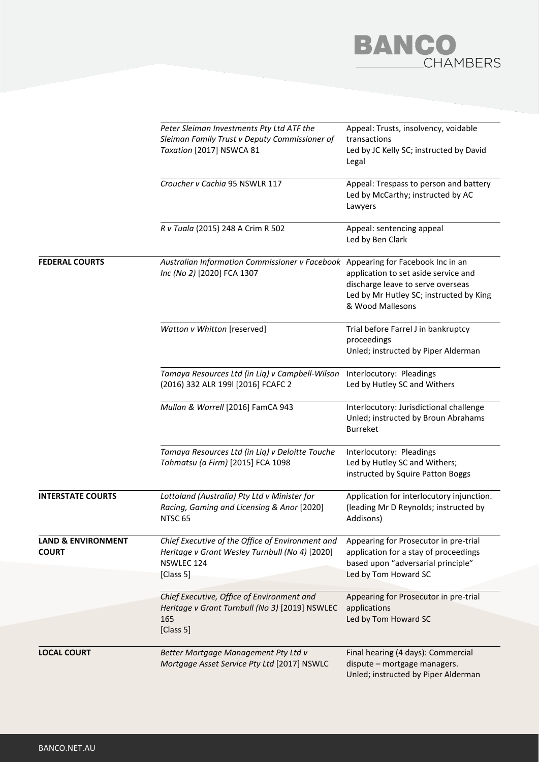| | | |
|---|---|---|
| | *Peter Sleiman Investments Pty Ltd ATF the Sleiman Family Trust v Deputy Commissioner of Taxation* [2017] NSWCA 81 | Appeal: Trusts, insolvency, voidable transactions<br>Led by JC Kelly SC; instructed by David Legal |
| | *Croucher v Cachia* 95 NSWLR 117 | Appeal: Trespass to person and battery<br>Led by McCarthy; instructed by AC Lawyers |
| | *R v Tuala* (2015) 248 A Crim R 502 | Appeal: sentencing appeal<br>Led by Ben Clark |
| **FEDERAL COURTS** | *Australian Information Commissioner v Facebook Inc (No 2)* [2020] FCA 1307 | Appearing for Facebook Inc in an application to set aside service and discharge leave to serve overseas<br>Led by Mr Hutley SC; instructed by King & Wood Mallesons |
| | *Watton v Whitton* [reserved] | Trial before Farrel J in bankruptcy proceedings<br>Unled; instructed by Piper Alderman |
| | *Tamaya Resources Ltd (in Liq) v Campbell-Wilson* (2016) 332 ALR 199l [2016] FCAFC 2 | Interlocutory: Pleadings<br>Led by Hutley SC and Withers |
| | *Mullan & Worrell* [2016] FamCA 943 | Interlocutory: Jurisdictional challenge<br>Unled; instructed by Broun Abrahams Burreket |
| | *Tamaya Resources Ltd (in Liq) v Deloitte Touche Tohmatsu (a Firm)* [2015] FCA 1098 | Interlocutory: Pleadings<br>Led by Hutley SC and Withers; instructed by Squire Patton Boggs |
| **INTERSTATE COURTS** | *Lottoland (Australia) Pty Ltd v Minister for Racing, Gaming and Licensing & Anor* [2020] NTSC 65 | Application for interlocutory injunction. (leading Mr D Reynolds; instructed by Addisons) |
| **LAND & ENVIRONMENT COURT** | *Chief Executive of the Office of Environment and Heritage v Grant Wesley Turnbull (No 4)* [2020] NSWLEC 124<br>[Class 5] | Appearing for Prosecutor in pre-trial application for a stay of proceedings based upon "adversarial principle"<br>Led by Tom Howard SC |
| | *Chief Executive, Office of Environment and Heritage v Grant Turnbull (No 3)* [2019] NSWLEC 165<br>[Class 5] | Appearing for Prosecutor in pre-trial applications<br>Led by Tom Howard SC |
| **LOCAL COURT** | *Better Mortgage Management Pty Ltd v Mortgage Asset Service Pty Ltd* [2017] NSWLC | Final hearing (4 days): Commercial dispute – mortgage managers.<br>Unled; instructed by Piper Alderman |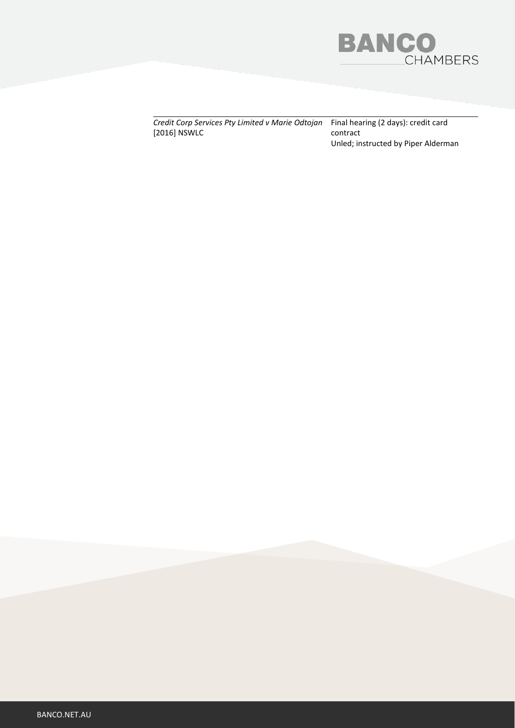| | |
|---|---|
| *Credit Corp Services Pty Limited v Marie Odtojan* [2016] NSWLC | Final hearing (2 days): credit card contract<br>Unled; instructed by Piper Alderman |